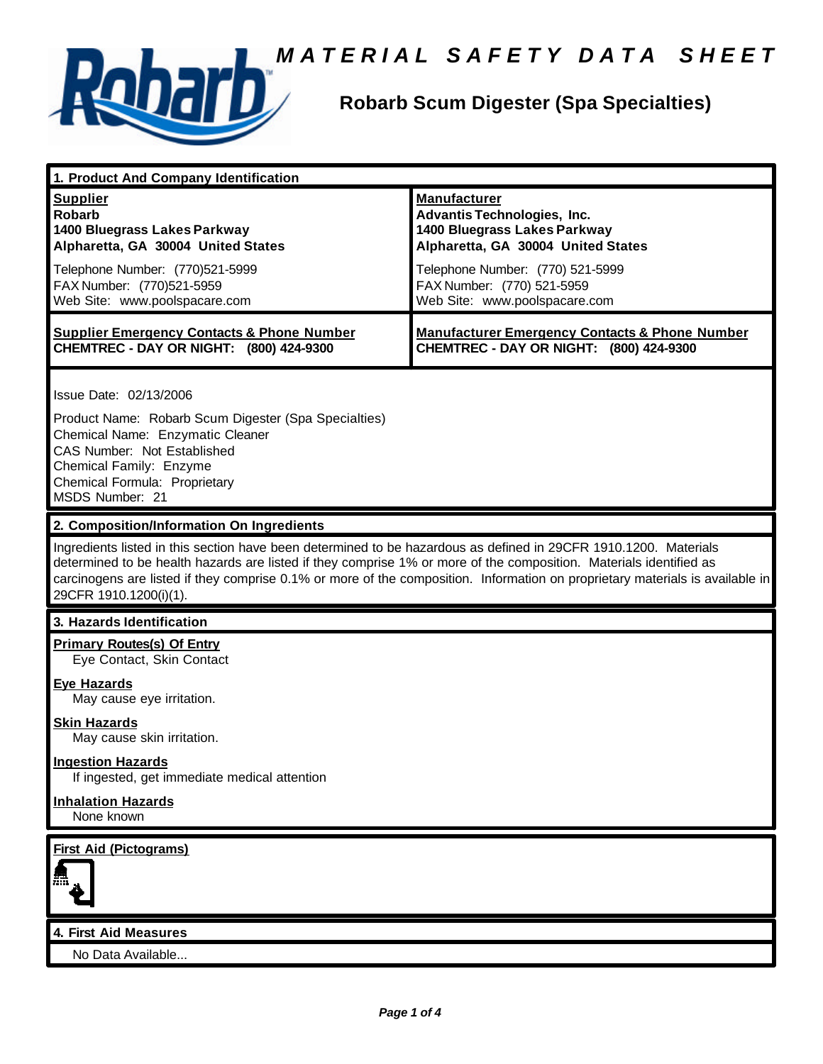# MATERIAL SAFETY DATA SHEET

## Robarb Scum Digester (Spa Specialties)

### 1. Product And Company Identification

| Supplier | Manufacturer |
|---|---|
| **Robarb** | **Advantis Technologies, Inc.** |
| **1400 Bluegrass Lakes Parkway** | **1400 Bluegrass Lakes Parkway** |
| **Alpharetta, GA 30004 United States** | **Alpharetta, GA 30004 United States** |
| Telephone Number: (770)521-5999 | Telephone Number: (770) 521-5999 |
| FAX Number: (770)521-5959 | FAX Number: (770) 521-5959 |
| Web Site: www.poolspacare.com | Web Site: www.poolspacare.com |

| Supplier Emergency Contacts & Phone Number | Manufacturer Emergency Contacts & Phone Number |
|---|---|
| **CHEMTREC - DAY OR NIGHT: (800) 424-9300** | **CHEMTREC - DAY OR NIGHT: (800) 424-9300** |

Issue Date: 02/13/2006

Product Name: Robarb Scum Digester (Spa Specialties)
Chemical Name: Enzymatic Cleaner
CAS Number: Not Established
Chemical Family: Enzyme
Chemical Formula: Proprietary
MSDS Number: 21

### 2. Composition/Information On Ingredients

Ingredients listed in this section have been determined to be hazardous as defined in 29CFR 1910.1200. Materials determined to be health hazards are listed if they comprise 1% or more of the composition. Materials identified as carcinogens are listed if they comprise 0.1% or more of the composition. Information on proprietary materials is available in 29CFR 1910.1200(i)(1).

### 3. Hazards Identification

**Primary Routes(s) Of Entry**
Eye Contact, Skin Contact

**Eye Hazards**
May cause eye irritation.

**Skin Hazards**
May cause skin irritation.

**Ingestion Hazards**
If ingested, get immediate medical attention

**Inhalation Hazards**
None known

**First Aid (Pictograms)**

### 4. First Aid Measures

No Data Available...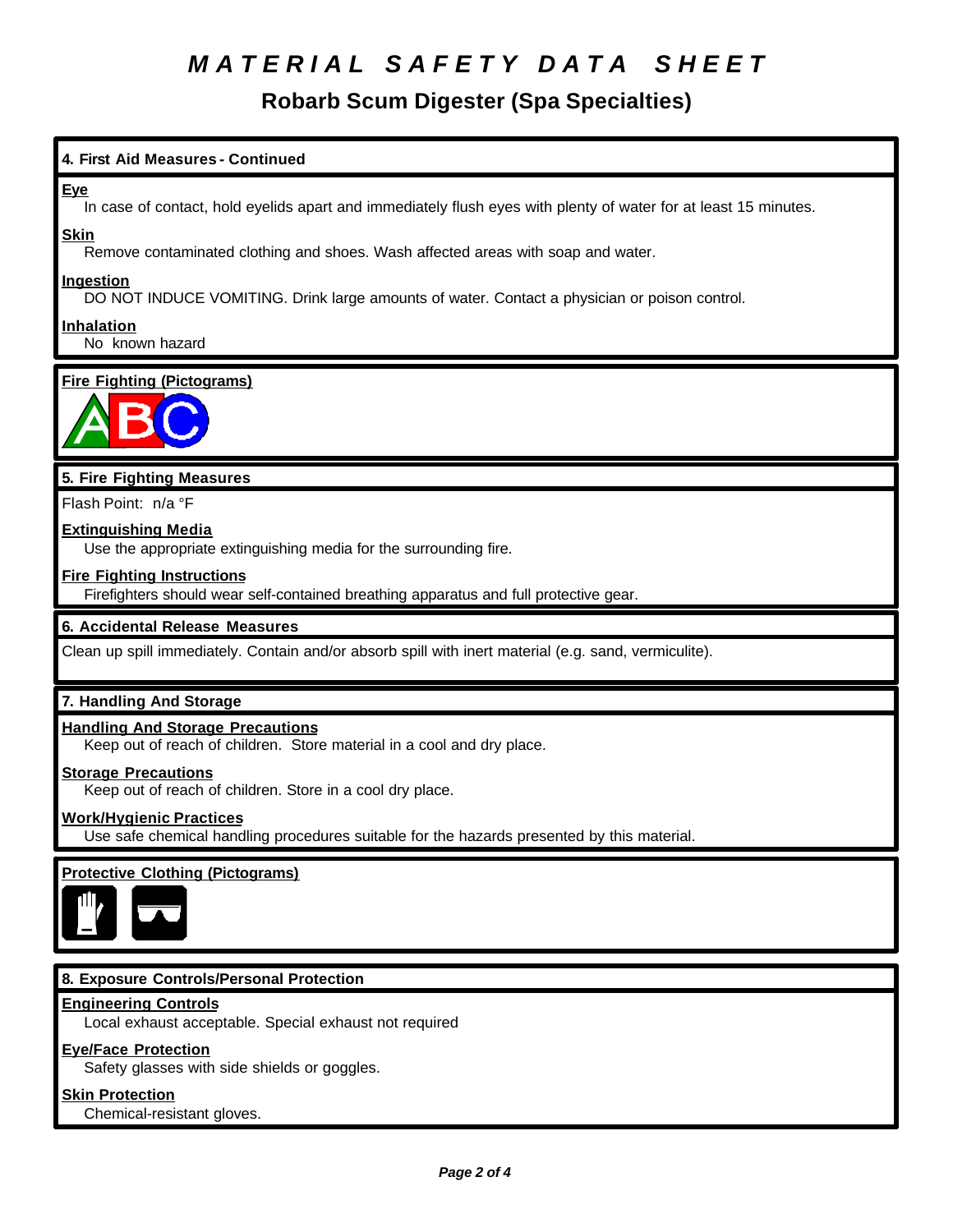# MATERIAL SAFETY DATA SHEET

## Robarb Scum Digester (Spa Specialties)

### 4. First Aid Measures - Continued

**Eye**

In case of contact, hold eyelids apart and immediately flush eyes with plenty of water for at least 15 minutes.

**Skin**

Remove contaminated clothing and shoes. Wash affected areas with soap and water.

**Ingestion**

DO NOT INDUCE VOMITING. Drink large amounts of water. Contact a physician or poison control.

**Inhalation**

No known hazard

**Fire Fighting (Pictograms)**

### 5. Fire Fighting Measures

Flash Point: n/a °F

**Extinguishing Media**

Use the appropriate extinguishing media for the surrounding fire.

**Fire Fighting Instructions**

Firefighters should wear self-contained breathing apparatus and full protective gear.

### 6. Accidental Release Measures

Clean up spill immediately. Contain and/or absorb spill with inert material (e.g. sand, vermiculite).

### 7. Handling And Storage

**Handling And Storage Precautions**

Keep out of reach of children. Store material in a cool and dry place.

**Storage Precautions**

Keep out of reach of children. Store in a cool dry place.

**Work/Hygienic Practices**

Use safe chemical handling procedures suitable for the hazards presented by this material.

**Protective Clothing (Pictograms)**

### 8. Exposure Controls/Personal Protection

**Engineering Controls**

Local exhaust acceptable. Special exhaust not required

**Eye/Face Protection**

Safety glasses with side shields or goggles.

**Skin Protection**

Chemical-resistant gloves.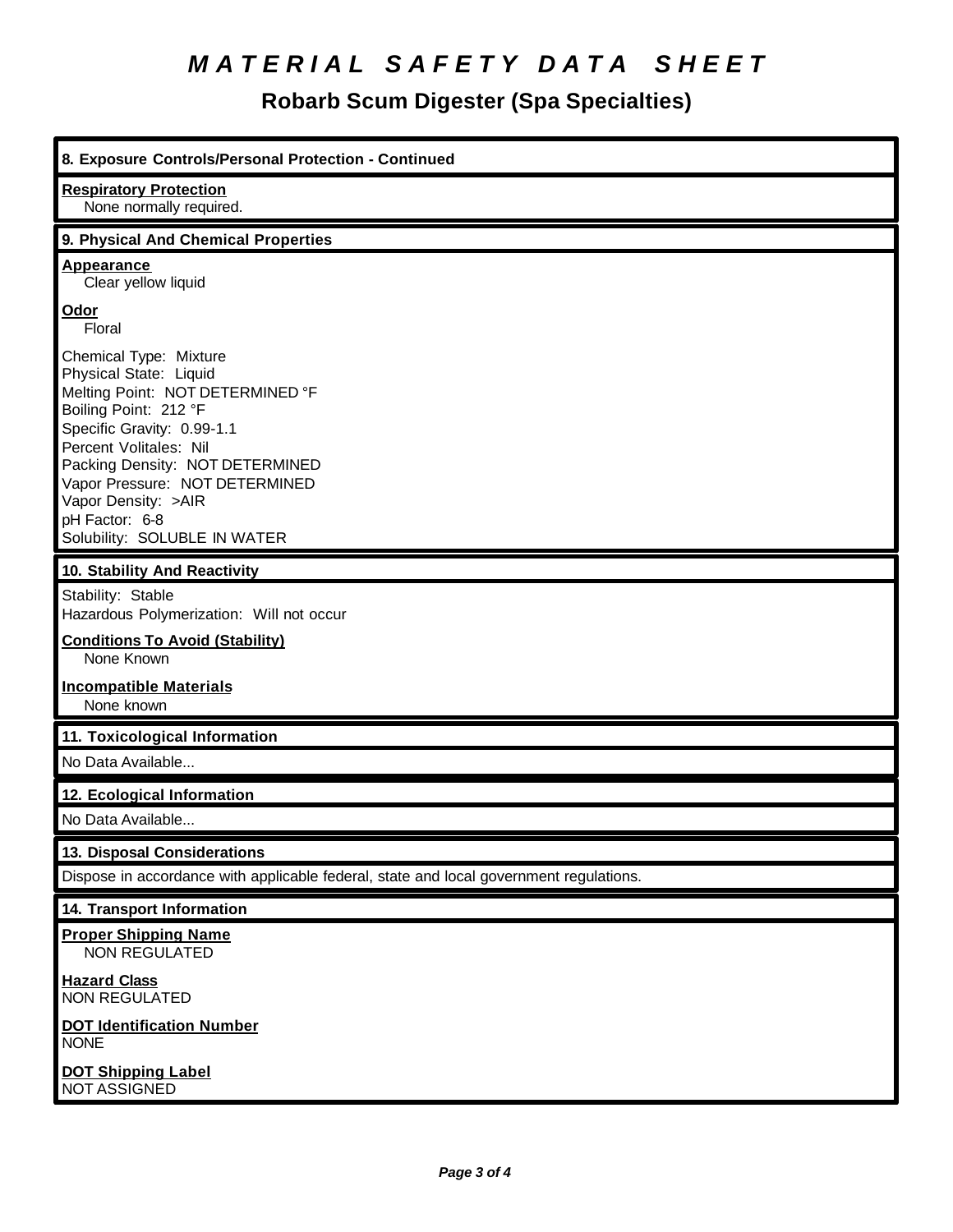# MATERIAL SAFETY DATA SHEET

## Robarb Scum Digester (Spa Specialties)

### 8. Exposure Controls/Personal Protection - Continued

**Respiratory Protection**
None normally required.

### 9. Physical And Chemical Properties

**Appearance**
Clear yellow liquid

**Odor**
Floral

Chemical Type: Mixture
Physical State: Liquid
Melting Point: NOT DETERMINED °F
Boiling Point: 212 °F
Specific Gravity: 0.99-1.1
Percent Volitales: Nil
Packing Density: NOT DETERMINED
Vapor Pressure: NOT DETERMINED
Vapor Density: >AIR
pH Factor: 6-8
Solubility: SOLUBLE IN WATER

### 10. Stability And Reactivity

Stability: Stable
Hazardous Polymerization: Will not occur

**Conditions To Avoid (Stability)**
None Known

**Incompatible Materials**
None known

### 11. Toxicological Information

No Data Available...

### 12. Ecological Information

No Data Available...

### 13. Disposal Considerations

Dispose in accordance with applicable federal, state and local government regulations.

### 14. Transport Information

**Proper Shipping Name**
NON REGULATED

**Hazard Class**
NON REGULATED

**DOT Identification Number**
NONE

**DOT Shipping Label**
NOT ASSIGNED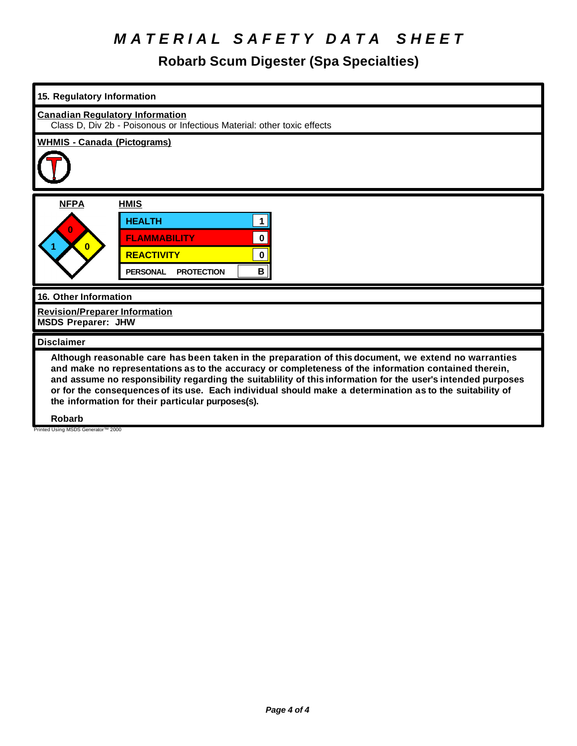# MATERIAL SAFETY DATA SHEET

## Robarb Scum Digester (Spa Specialties)

### 15. Regulatory Information

**Canadian Regulatory Information**

Class D, Div 2b - Poisonous or Infectious Material: other toxic effects

**WHMIS - Canada (Pictograms)**

**NFPA**

0

1 0

**HMIS**

| | |
|---|---|
| HEALTH | 1 |
| FLAMMABILITY | 0 |
| REACTIVITY | 0 |
| PERSONAL PROTECTION | B |

### 16. Other Information

**Revision/Preparer Information**

**MSDS Preparer: JHW**

**Disclaimer**

**Although reasonable care has been taken in the preparation of this document, we extend no warranties and make no representations as to the accuracy or completeness of the information contained therein, and assume no responsibility regarding the suitablility of this information for the user's intended purposes or for the consequences of its use. Each individual should make a determination as to the suitability of the information for their particular purposes(s).**

**Robarb**

Printed Using MSDS Generator™ 2000